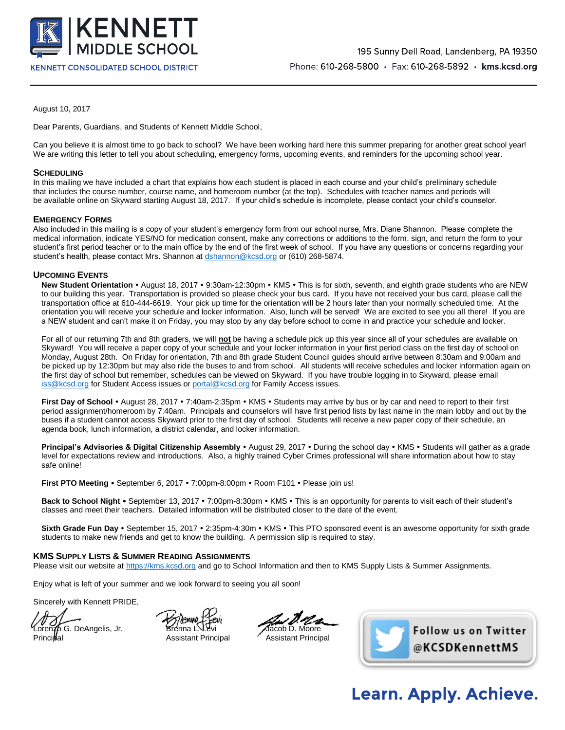# KENNETT MIDDLE SCHOOL

KENNETT CONSOLIDATED SCHOOL DISTRICT

195 Sunny Dell Road, Landenberg, PA 19350
Phone: 610-268-5800 • Fax: 610-268-5892 • **kms.kcsd.org**

August 10, 2017

Dear Parents, Guardians, and Students of Kennett Middle School,

Can you believe it is almost time to go back to school? We have been working hard here this summer preparing for another great school year! We are writing this letter to tell you about scheduling, emergency forms, upcoming events, and reminders for the upcoming school year.

### Scheduling

In this mailing we have included a chart that explains how each student is placed in each course and your child's preliminary schedule that includes the course number, course name, and homeroom number (at the top). Schedules with teacher names and periods will be available online on Skyward starting August 18, 2017. If your child's schedule is incomplete, please contact your child's counselor.

### Emergency Forms

Also included in this mailing is a copy of your student's emergency form from our school nurse, Mrs. Diane Shannon. Please complete the medical information, indicate YES/NO for medication consent, make any corrections or additions to the form, sign, and return the form to your student's first period teacher or to the main office by the end of the first week of school. If you have any questions or concerns regarding your student's health, please contact Mrs. Shannon at dshannon@kcsd.org or (610) 268-5874.

### Upcoming Events

**New Student Orientation** • August 18, 2017 • 9:30am-12:30pm • KMS • This is for sixth, seventh, and eighth grade students who are NEW to our building this year. Transportation is provided so please check your bus card. If you have not received your bus card, please call the transportation office at 610-444-6619. Your pick up time for the orientation will be 2 hours later than your normally scheduled time. At the orientation you will receive your schedule and locker information. Also, lunch will be served! We are excited to see you all there! If you are a NEW student and can't make it on Friday, you may stop by any day before school to come in and practice your schedule and locker.

For all of our returning 7th and 8th graders, we will **not** be having a schedule pick up this year since all of your schedules are available on Skyward! You will receive a paper copy of your schedule and your locker information in your first period class on the first day of school on Monday, August 28th. On Friday for orientation, 7th and 8th grade Student Council guides should arrive between 8:30am and 9:00am and be picked up by 12:30pm but may also ride the buses to and from school. All students will receive schedules and locker information again on the first day of school but remember, schedules can be viewed on Skyward. If you have trouble logging in to Skyward, please email iss@kcsd.org for Student Access issues or portal@kcsd.org for Family Access issues.

**First Day of School** • August 28, 2017 • 7:40am-2:35pm • KMS • Students may arrive by bus or by car and need to report to their first period assignment/homeroom by 7:40am. Principals and counselors will have first period lists by last name in the main lobby and out by the buses if a student cannot access Skyward prior to the first day of school. Students will receive a new paper copy of their schedule, an agenda book, lunch information, a district calendar, and locker information.

**Principal's Advisories & Digital Citizenship Assembly** • August 29, 2017 • During the school day • KMS • Students will gather as a grade level for expectations review and introductions. Also, a highly trained Cyber Crimes professional will share information about how to stay safe online!

**First PTO Meeting** • September 6, 2017 • 7:00pm-8:00pm • Room F101 • Please join us!

**Back to School Night** • September 13, 2017 • 7:00pm-8:30pm • KMS • This is an opportunity for parents to visit each of their student's classes and meet their teachers. Detailed information will be distributed closer to the date of the event.

**Sixth Grade Fun Day** • September 15, 2017 • 2:35pm-4:30m • KMS • This PTO sponsored event is an awesome opportunity for sixth grade students to make new friends and get to know the building. A permission slip is required to stay.

### KMS Supply Lists & Summer Reading Assignments

Please visit our website at https://kms.kcsd.org and go to School Information and then to KMS Supply Lists & Summer Assignments.

Enjoy what is left of your summer and we look forward to seeing you all soon!

Sincerely with Kennett PRIDE,

Lorenzo G. DeAngelis, Jr.
Principal

Brenna L. Levi
Assistant Principal

Jacob D. Moore
Assistant Principal

Follow us on Twitter @KCSDKennettMS

**Learn. Apply. Achieve.**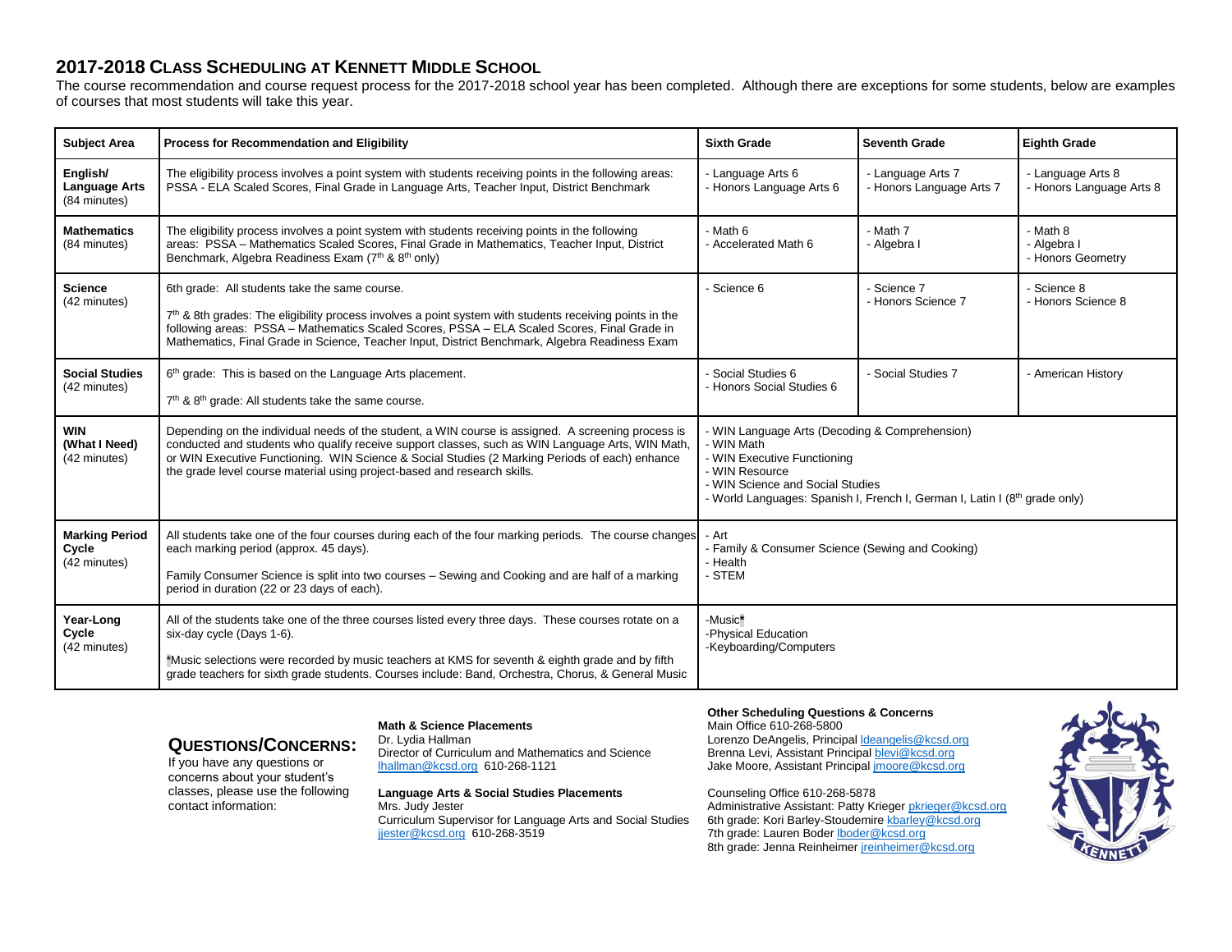## 2017-2018 Class Scheduling at Kennett Middle School

The course recommendation and course request process for the 2017-2018 school year has been completed. Although there are exceptions for some students, below are examples of courses that most students will take this year.

| Subject Area | Process for Recommendation and Eligibility | Sixth Grade | Seventh Grade | Eighth Grade |
|---|---|---|---|---|
| **English/ Language Arts** (84 minutes) | The eligibility process involves a point system with students receiving points in the following areas: PSSA - ELA Scaled Scores, Final Grade in Language Arts, Teacher Input, District Benchmark | - Language Arts 6<br>- Honors Language Arts 6 | - Language Arts 7<br>- Honors Language Arts 7 | - Language Arts 8<br>- Honors Language Arts 8 |
| **Mathematics** (84 minutes) | The eligibility process involves a point system with students receiving points in the following areas: PSSA – Mathematics Scaled Scores, Final Grade in Mathematics, Teacher Input, District Benchmark, Algebra Readiness Exam (7th & 8th only) | - Math 6<br>- Accelerated Math 6 | - Math 7<br>- Algebra I | - Math 8<br>- Algebra I<br>- Honors Geometry |
| **Science** (42 minutes) | 6th grade: All students take the same course.<br><br>7th & 8th grades: The eligibility process involves a point system with students receiving points in the following areas: PSSA – Mathematics Scaled Scores, PSSA – ELA Scaled Scores, Final Grade in Mathematics, Final Grade in Science, Teacher Input, District Benchmark, Algebra Readiness Exam | - Science 6 | - Science 7<br>- Honors Science 7 | - Science 8<br>- Honors Science 8 |
| **Social Studies** (42 minutes) | 6th grade: This is based on the Language Arts placement.<br><br>7th & 8th grade: All students take the same course. | - Social Studies 6<br>- Honors Social Studies 6 | - Social Studies 7 | - American History |
| **WIN (What I Need)** (42 minutes) | Depending on the individual needs of the student, a WIN course is assigned. A screening process is conducted and students who qualify receive support classes, such as WIN Language Arts, WIN Math, or WIN Executive Functioning. WIN Science & Social Studies (2 Marking Periods of each) enhance the grade level course material using project-based and research skills. | - WIN Language Arts (Decoding & Comprehension)<br>- WIN Math<br>- WIN Executive Functioning<br>- WIN Resource<br>- WIN Science and Social Studies<br>- World Languages: Spanish I, French I, German I, Latin I (8th grade only) | | |
| **Marking Period Cycle** (42 minutes) | All students take one of the four courses during each of the four marking periods. The course changes each marking period (approx. 45 days).<br><br>Family Consumer Science is split into two courses – Sewing and Cooking and are half of a marking period in duration (22 or 23 days of each). | - Art<br>- Family & Consumer Science (Sewing and Cooking)<br>- Health<br>- STEM | | |
| **Year-Long Cycle** (42 minutes) | All of the students take one of the three courses listed every three days. These courses rotate on a six-day cycle (Days 1-6).<br><br>*Music selections were recorded by music teachers at KMS for seventh & eighth grade and by fifth grade teachers for sixth grade students. Courses include: Band, Orchestra, Chorus, & General Music | -Music*<br>-Physical Education<br>-Keyboarding/Computers | | |

## Questions/Concerns:

If you have any questions or concerns about your student's classes, please use the following contact information:

**Math & Science Placements**
Dr. Lydia Hallman
Director of Curriculum and Mathematics and Science
lhallman@kcsd.org 610-268-1121

**Language Arts & Social Studies Placements**
Mrs. Judy Jester
Curriculum Supervisor for Language Arts and Social Studies
jjester@kcsd.org 610-268-3519

**Other Scheduling Questions & Concerns**
Main Office 610-268-5800
Lorenzo DeAngelis, Principal ldeangelis@kcsd.org
Brenna Levi, Assistant Principal blevi@kcsd.org
Jake Moore, Assistant Principal jmoore@kcsd.org

Counseling Office 610-268-5878
Administrative Assistant: Patty Krieger pkrieger@kcsd.org
6th grade: Kori Barley-Stoudemire kbarley@kcsd.org
7th grade: Lauren Boder lboder@kcsd.org
8th grade: Jenna Reinheimer jreinheimer@kcsd.org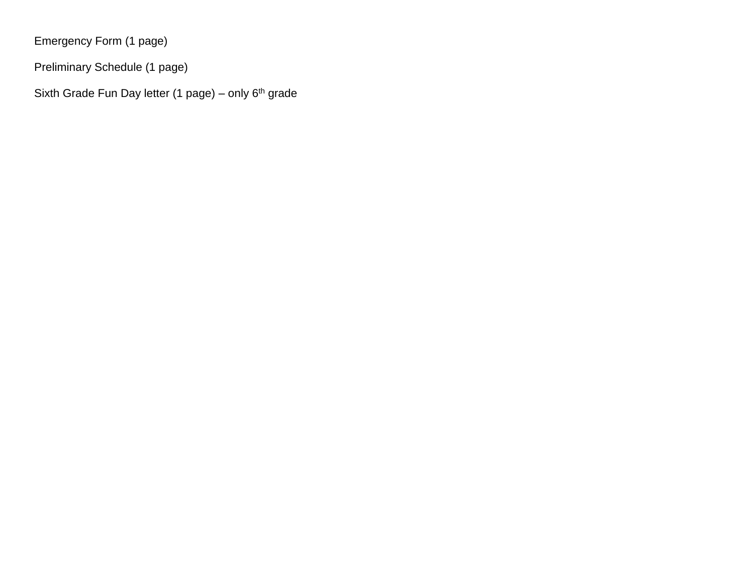Emergency Form (1 page)

Preliminary Schedule (1 page)

Sixth Grade Fun Day letter (1 page) – only 6th grade